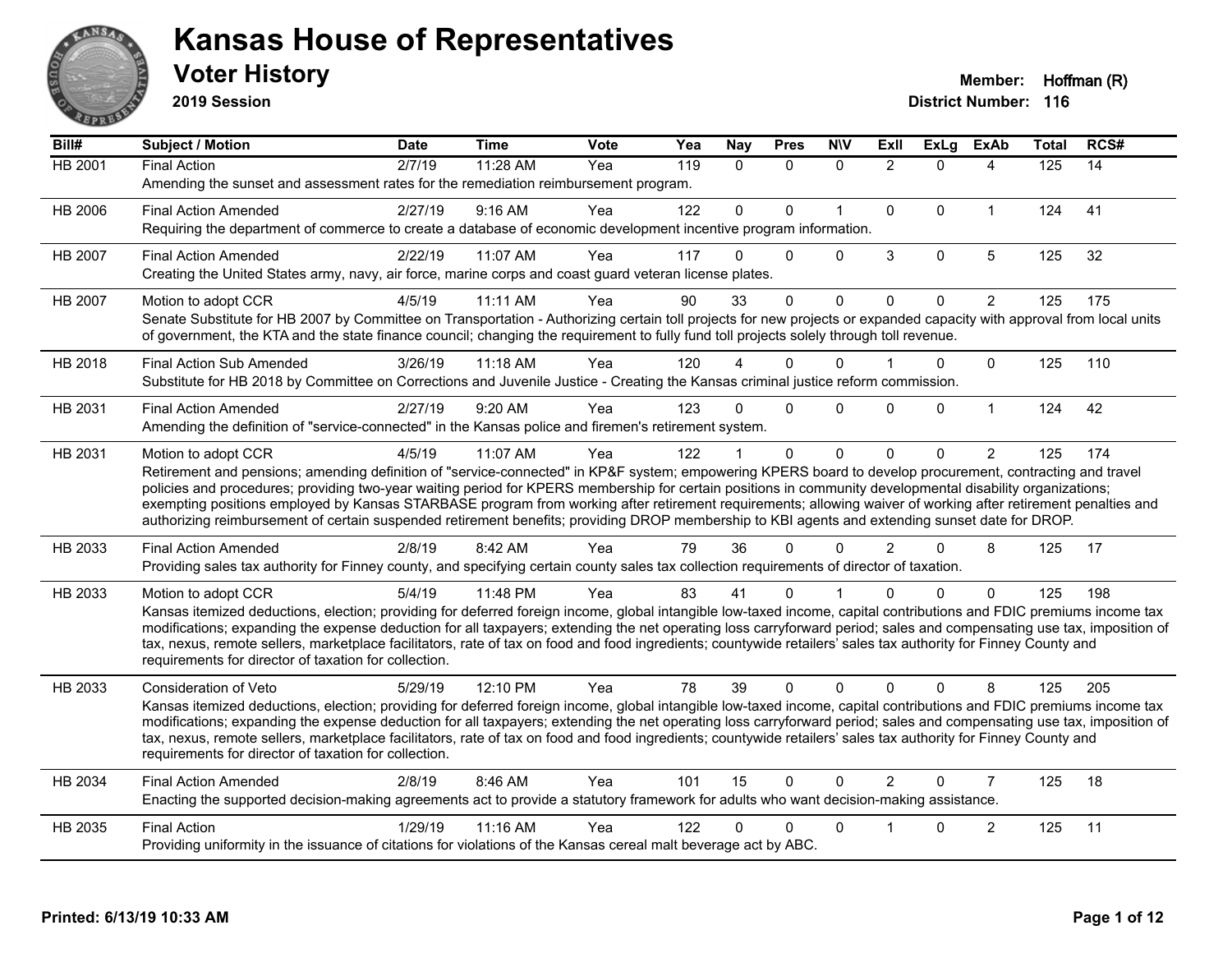# Kansas House of Representatives

## Voter History

**2019 Session**

**Member:** Hoffman (R)

**District Number:** 116

| Bill# | Subject / Motion | Date | Time | Vote | Yea | Nay | Pres | N\V | ExII | ExLg | ExAb | Total | RCS# |
|---|---|---|---|---|---|---|---|---|---|---|---|---|---|
| HB 2001 | Final Action | 2/7/19 | 11:28 AM | Yea | 119 | 0 | 0 | 0 | 2 | 0 | 4 | 125 | 14 |
| | Amending the sunset and assessment rates for the remediation reimbursement program. | | | | | | | | | | | | |
| HB 2006 | Final Action Amended | 2/27/19 | 9:16 AM | Yea | 122 | 0 | 0 | 1 | 0 | 0 | 1 | 124 | 41 |
| | Requiring the department of commerce to create a database of economic development incentive program information. | | | | | | | | | | | | |
| HB 2007 | Final Action Amended | 2/22/19 | 11:07 AM | Yea | 117 | 0 | 0 | 0 | 3 | 0 | 5 | 125 | 32 |
| | Creating the United States army, navy, air force, marine corps and coast guard veteran license plates. | | | | | | | | | | | | |
| HB 2007 | Motion to adopt CCR | 4/5/19 | 11:11 AM | Yea | 90 | 33 | 0 | 0 | 0 | 0 | 2 | 125 | 175 |
| | Senate Substitute for HB 2007 by Committee on Transportation - Authorizing certain toll projects for new projects or expanded capacity with approval from local units of government, the KTA and the state finance council; changing the requirement to fully fund toll projects solely through toll revenue. | | | | | | | | | | | | |
| HB 2018 | Final Action Sub Amended | 3/26/19 | 11:18 AM | Yea | 120 | 4 | 0 | 0 | 1 | 0 | 0 | 125 | 110 |
| | Substitute for HB 2018 by Committee on Corrections and Juvenile Justice - Creating the Kansas criminal justice reform commission. | | | | | | | | | | | | |
| HB 2031 | Final Action Amended | 2/27/19 | 9:20 AM | Yea | 123 | 0 | 0 | 0 | 0 | 0 | 1 | 124 | 42 |
| | Amending the definition of "service-connected" in the Kansas police and firemen's retirement system. | | | | | | | | | | | | |
| HB 2031 | Motion to adopt CCR | 4/5/19 | 11:07 AM | Yea | 122 | 1 | 0 | 0 | 0 | 0 | 2 | 125 | 174 |
| | Retirement and pensions; amending definition of "service-connected" in KP&F system; empowering KPERS board to develop procurement, contracting and travel policies and procedures; providing two-year waiting period for KPERS membership for certain positions in community developmental disability organizations; exempting positions employed by Kansas STARBASE program from working after retirement requirements; allowing waiver of working after retirement penalties and authorizing reimbursement of certain suspended retirement benefits; providing DROP membership to KBI agents and extending sunset date for DROP. | | | | | | | | | | | | |
| HB 2033 | Final Action Amended | 2/8/19 | 8:42 AM | Yea | 79 | 36 | 0 | 0 | 2 | 0 | 8 | 125 | 17 |
| | Providing sales tax authority for Finney county, and specifying certain county sales tax collection requirements of director of taxation. | | | | | | | | | | | | |
| HB 2033 | Motion to adopt CCR | 5/4/19 | 11:48 PM | Yea | 83 | 41 | 0 | 1 | 0 | 0 | 0 | 125 | 198 |
| | Kansas itemized deductions, election; providing for deferred foreign income, global intangible low-taxed income, capital contributions and FDIC premiums income tax modifications; expanding the expense deduction for all taxpayers; extending the net operating loss carryforward period; sales and compensating use tax, imposition of tax, nexus, remote sellers, marketplace facilitators, rate of tax on food and food ingredients; countywide retailers' sales tax authority for Finney County and requirements for director of taxation for collection. | | | | | | | | | | | | |
| HB 2033 | Consideration of Veto | 5/29/19 | 12:10 PM | Yea | 78 | 39 | 0 | 0 | 0 | 0 | 8 | 125 | 205 |
| | Kansas itemized deductions, election; providing for deferred foreign income, global intangible low-taxed income, capital contributions and FDIC premiums income tax modifications; expanding the expense deduction for all taxpayers; extending the net operating loss carryforward period; sales and compensating use tax, imposition of tax, nexus, remote sellers, marketplace facilitators, rate of tax on food and food ingredients; countywide retailers' sales tax authority for Finney County and requirements for director of taxation for collection. | | | | | | | | | | | | |
| HB 2034 | Final Action Amended | 2/8/19 | 8:46 AM | Yea | 101 | 15 | 0 | 0 | 2 | 0 | 7 | 125 | 18 |
| | Enacting the supported decision-making agreements act to provide a statutory framework for adults who want decision-making assistance. | | | | | | | | | | | | |
| HB 2035 | Final Action | 1/29/19 | 11:16 AM | Yea | 122 | 0 | 0 | 0 | 1 | 0 | 2 | 125 | 11 |
| | Providing uniformity in the issuance of citations for violations of the Kansas cereal malt beverage act by ABC. | | | | | | | | | | | | |

Printed: 6/13/19 10:33 AM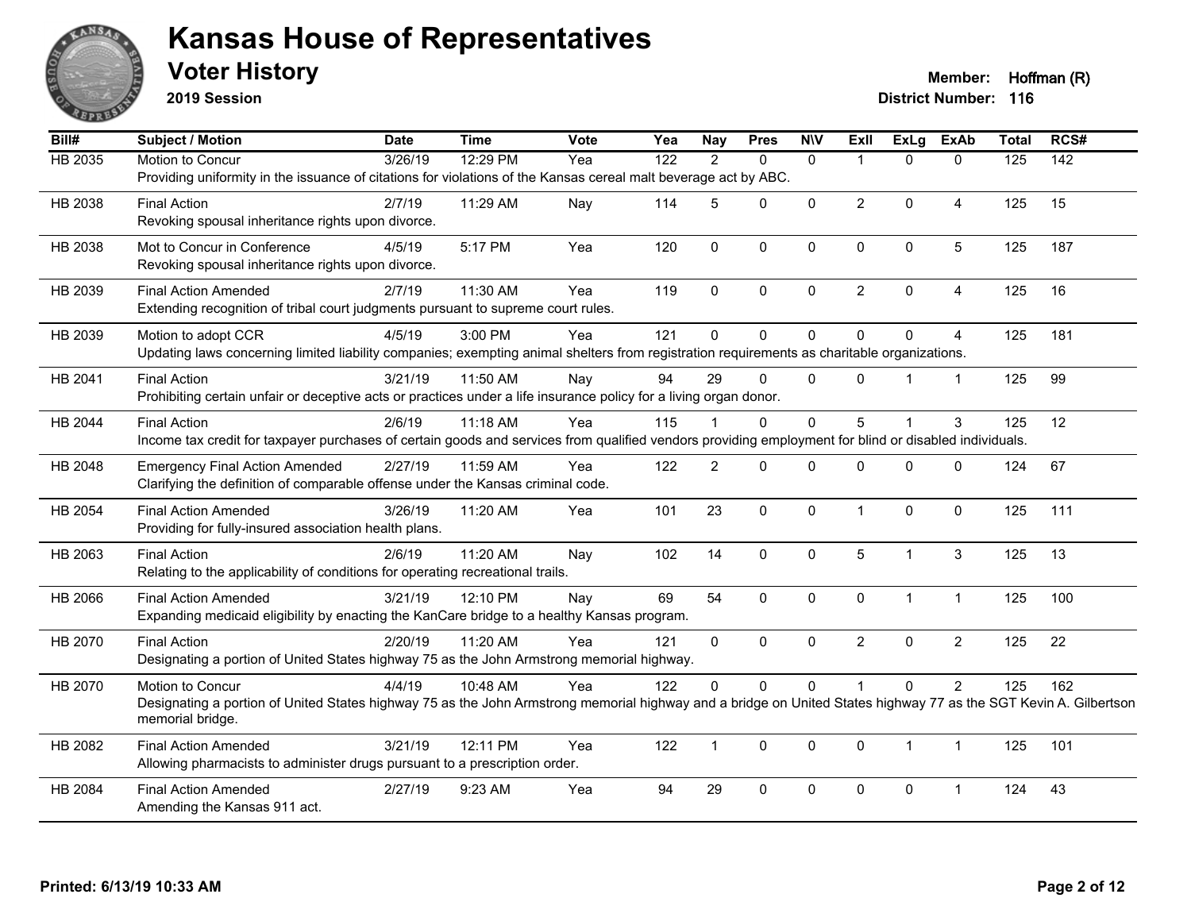# Kansas House of Representatives

## Voter History

**2019 Session**

**Member:** Hoffman (R)
**District Number:** 116

| Bill# | Subject / Motion | Date | Time | Vote | Yea | Nay | Pres | N\V | ExII | ExLg | ExAb | Total | RCS# |
|---|---|---|---|---|---|---|---|---|---|---|---|---|---|
| HB 2035 | Motion to Concur | 3/26/19 | 12:29 PM | Yea | 122 | 2 | 0 | 0 | 1 | 0 | 0 | 125 | 142 |
| | Providing uniformity in the issuance of citations for violations of the Kansas cereal malt beverage act by ABC. | | | | | | | | | | | | |
| HB 2038 | Final Action | 2/7/19 | 11:29 AM | Nay | 114 | 5 | 0 | 0 | 2 | 0 | 4 | 125 | 15 |
| | Revoking spousal inheritance rights upon divorce. | | | | | | | | | | | | |
| HB 2038 | Mot to Concur in Conference | 4/5/19 | 5:17 PM | Yea | 120 | 0 | 0 | 0 | 0 | 0 | 5 | 125 | 187 |
| | Revoking spousal inheritance rights upon divorce. | | | | | | | | | | | | |
| HB 2039 | Final Action Amended | 2/7/19 | 11:30 AM | Yea | 119 | 0 | 0 | 0 | 2 | 0 | 4 | 125 | 16 |
| | Extending recognition of tribal court judgments pursuant to supreme court rules. | | | | | | | | | | | | |
| HB 2039 | Motion to adopt CCR | 4/5/19 | 3:00 PM | Yea | 121 | 0 | 0 | 0 | 0 | 0 | 4 | 125 | 181 |
| | Updating laws concerning limited liability companies; exempting animal shelters from registration requirements as charitable organizations. | | | | | | | | | | | | |
| HB 2041 | Final Action | 3/21/19 | 11:50 AM | Nay | 94 | 29 | 0 | 0 | 0 | 1 | 1 | 125 | 99 |
| | Prohibiting certain unfair or deceptive acts or practices under a life insurance policy for a living organ donor. | | | | | | | | | | | | |
| HB 2044 | Final Action | 2/6/19 | 11:18 AM | Yea | 115 | 1 | 0 | 0 | 5 | 1 | 3 | 125 | 12 |
| | Income tax credit for taxpayer purchases of certain goods and services from qualified vendors providing employment for blind or disabled individuals. | | | | | | | | | | | | |
| HB 2048 | Emergency Final Action Amended | 2/27/19 | 11:59 AM | Yea | 122 | 2 | 0 | 0 | 0 | 0 | 0 | 124 | 67 |
| | Clarifying the definition of comparable offense under the Kansas criminal code. | | | | | | | | | | | | |
| HB 2054 | Final Action Amended | 3/26/19 | 11:20 AM | Yea | 101 | 23 | 0 | 0 | 1 | 0 | 0 | 125 | 111 |
| | Providing for fully-insured association health plans. | | | | | | | | | | | | |
| HB 2063 | Final Action | 2/6/19 | 11:20 AM | Nay | 102 | 14 | 0 | 0 | 5 | 1 | 3 | 125 | 13 |
| | Relating to the applicability of conditions for operating recreational trails. | | | | | | | | | | | | |
| HB 2066 | Final Action Amended | 3/21/19 | 12:10 PM | Nay | 69 | 54 | 0 | 0 | 0 | 1 | 1 | 125 | 100 |
| | Expanding medicaid eligibility by enacting the KanCare bridge to a healthy Kansas program. | | | | | | | | | | | | |
| HB 2070 | Final Action | 2/20/19 | 11:20 AM | Yea | 121 | 0 | 0 | 0 | 2 | 0 | 2 | 125 | 22 |
| | Designating a portion of United States highway 75 as the John Armstrong memorial highway. | | | | | | | | | | | | |
| HB 2070 | Motion to Concur | 4/4/19 | 10:48 AM | Yea | 122 | 0 | 0 | 0 | 1 | 0 | 2 | 125 | 162 |
| | Designating a portion of United States highway 75 as the John Armstrong memorial highway and a bridge on United States highway 77 as the SGT Kevin A. Gilbertson memorial bridge. | | | | | | | | | | | | |
| HB 2082 | Final Action Amended | 3/21/19 | 12:11 PM | Yea | 122 | 1 | 0 | 0 | 0 | 1 | 1 | 125 | 101 |
| | Allowing pharmacists to administer drugs pursuant to a prescription order. | | | | | | | | | | | | |
| HB 2084 | Final Action Amended | 2/27/19 | 9:23 AM | Yea | 94 | 29 | 0 | 0 | 0 | 0 | 1 | 124 | 43 |
| | Amending the Kansas 911 act. | | | | | | | | | | | | |

Printed: 6/13/19 10:33 AM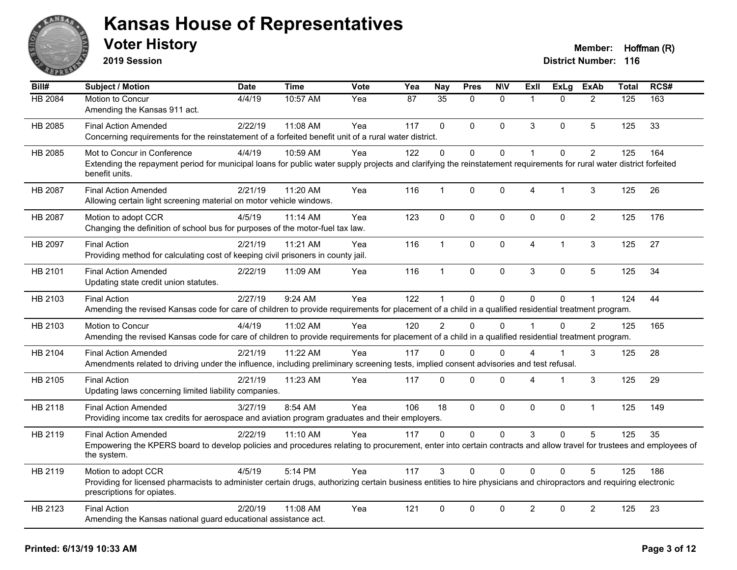# Kansas House of Representatives

## Voter History

**2019 Session**

**Member:** Hoffman (R)

**District Number:** 116

| Bill# | Subject / Motion | Date | Time | Vote | Yea | Nay | Pres | N\V | ExII | ExLg | ExAb | Total | RCS# |
|---|---|---|---|---|---|---|---|---|---|---|---|---|---|
| HB 2084 | Motion to Concur<br>Amending the Kansas 911 act. | 4/4/19 | 10:57 AM | Yea | 87 | 35 | 0 | 0 | 1 | 0 | 2 | 125 | 163 |
| HB 2085 | Final Action Amended<br>Concerning requirements for the reinstatement of a forfeited benefit unit of a rural water district. | 2/22/19 | 11:08 AM | Yea | 117 | 0 | 0 | 0 | 3 | 0 | 5 | 125 | 33 |
| HB 2085 | Mot to Concur in Conference<br>Extending the repayment period for municipal loans for public water supply projects and clarifying the reinstatement requirements for rural water district forfeited benefit units. | 4/4/19 | 10:59 AM | Yea | 122 | 0 | 0 | 0 | 1 | 0 | 2 | 125 | 164 |
| HB 2087 | Final Action Amended<br>Allowing certain light screening material on motor vehicle windows. | 2/21/19 | 11:20 AM | Yea | 116 | 1 | 0 | 0 | 4 | 1 | 3 | 125 | 26 |
| HB 2087 | Motion to adopt CCR<br>Changing the definition of school bus for purposes of the motor-fuel tax law. | 4/5/19 | 11:14 AM | Yea | 123 | 0 | 0 | 0 | 0 | 0 | 2 | 125 | 176 |
| HB 2097 | Final Action<br>Providing method for calculating cost of keeping civil prisoners in county jail. | 2/21/19 | 11:21 AM | Yea | 116 | 1 | 0 | 0 | 4 | 1 | 3 | 125 | 27 |
| HB 2101 | Final Action Amended<br>Updating state credit union statutes. | 2/22/19 | 11:09 AM | Yea | 116 | 1 | 0 | 0 | 3 | 0 | 5 | 125 | 34 |
| HB 2103 | Final Action<br>Amending the revised Kansas code for care of children to provide requirements for placement of a child in a qualified residential treatment program. | 2/27/19 | 9:24 AM | Yea | 122 | 1 | 0 | 0 | 0 | 0 | 1 | 124 | 44 |
| HB 2103 | Motion to Concur<br>Amending the revised Kansas code for care of children to provide requirements for placement of a child in a qualified residential treatment program. | 4/4/19 | 11:02 AM | Yea | 120 | 2 | 0 | 0 | 1 | 0 | 2 | 125 | 165 |
| HB 2104 | Final Action Amended<br>Amendments related to driving under the influence, including preliminary screening tests, implied consent advisories and test refusal. | 2/21/19 | 11:22 AM | Yea | 117 | 0 | 0 | 0 | 4 | 1 | 3 | 125 | 28 |
| HB 2105 | Final Action<br>Updating laws concerning limited liability companies. | 2/21/19 | 11:23 AM | Yea | 117 | 0 | 0 | 0 | 4 | 1 | 3 | 125 | 29 |
| HB 2118 | Final Action Amended<br>Providing income tax credits for aerospace and aviation program graduates and their employers. | 3/27/19 | 8:54 AM | Yea | 106 | 18 | 0 | 0 | 0 | 0 | 1 | 125 | 149 |
| HB 2119 | Final Action Amended<br>Empowering the KPERS board to develop policies and procedures relating to procurement, enter into certain contracts and allow travel for trustees and employees of the system. | 2/22/19 | 11:10 AM | Yea | 117 | 0 | 0 | 0 | 3 | 0 | 5 | 125 | 35 |
| HB 2119 | Motion to adopt CCR<br>Providing for licensed pharmacists to administer certain drugs, authorizing certain business entities to hire physicians and chiropractors and requiring electronic prescriptions for opiates. | 4/5/19 | 5:14 PM | Yea | 117 | 3 | 0 | 0 | 0 | 0 | 5 | 125 | 186 |
| HB 2123 | Final Action<br>Amending the Kansas national guard educational assistance act. | 2/20/19 | 11:08 AM | Yea | 121 | 0 | 0 | 0 | 2 | 0 | 2 | 125 | 23 |

**Printed: 6/13/19 10:33 AM**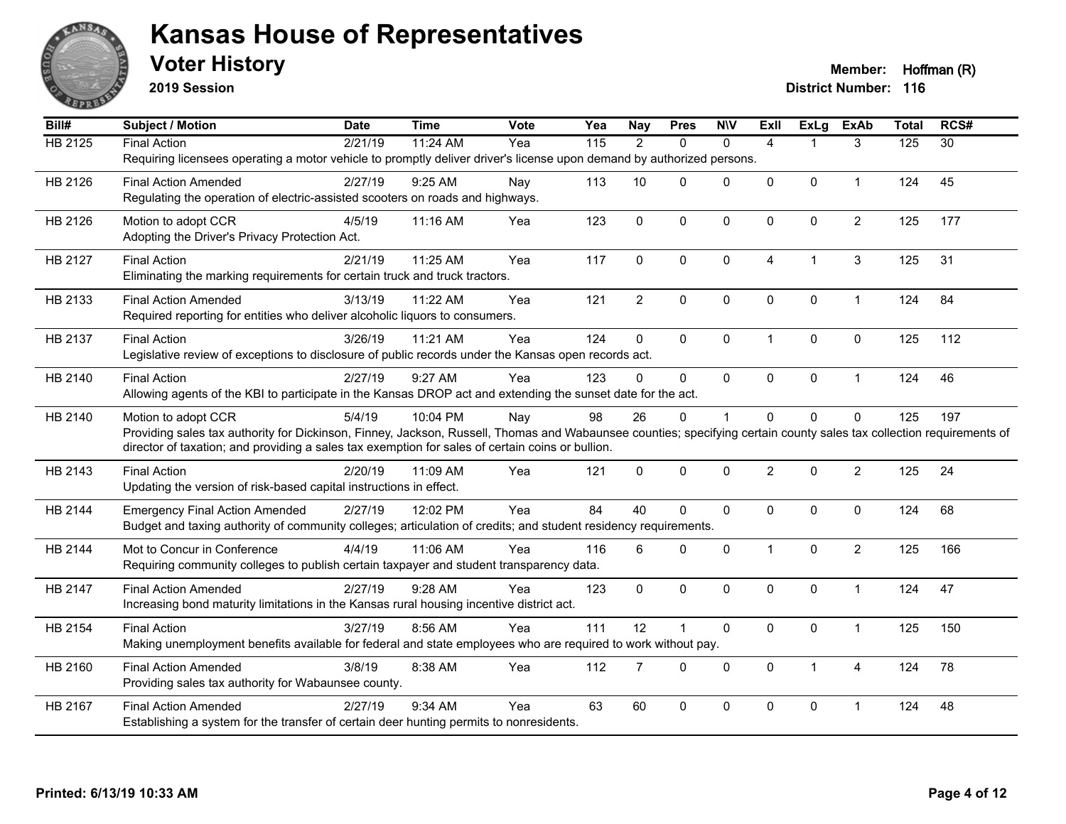# Kansas House of Representatives

## Voter History

**2019 Session**

**Member:** Hoffman (R)
**District Number:** 116

| Bill# | Subject / Motion | Date | Time | Vote | Yea | Nay | Pres | N\V | ExII | ExLg | ExAb | Total | RCS# |
|---|---|---|---|---|---|---|---|---|---|---|---|---|---|
| HB 2125 | Final Action | 2/21/19 | 11:24 AM | Yea | 115 | 2 | 0 | 0 | 4 | 1 | 3 | 125 | 30 |
| | Requiring licensees operating a motor vehicle to promptly deliver driver's license upon demand by authorized persons. | | | | | | | | | | | | |
| HB 2126 | Final Action Amended | 2/27/19 | 9:25 AM | Nay | 113 | 10 | 0 | 0 | 0 | 0 | 1 | 124 | 45 |
| | Regulating the operation of electric-assisted scooters on roads and highways. | | | | | | | | | | | | |
| HB 2126 | Motion to adopt CCR | 4/5/19 | 11:16 AM | Yea | 123 | 0 | 0 | 0 | 0 | 0 | 2 | 125 | 177 |
| | Adopting the Driver's Privacy Protection Act. | | | | | | | | | | | | |
| HB 2127 | Final Action | 2/21/19 | 11:25 AM | Yea | 117 | 0 | 0 | 0 | 4 | 1 | 3 | 125 | 31 |
| | Eliminating the marking requirements for certain truck and truck tractors. | | | | | | | | | | | | |
| HB 2133 | Final Action Amended | 3/13/19 | 11:22 AM | Yea | 121 | 2 | 0 | 0 | 0 | 0 | 1 | 124 | 84 |
| | Required reporting for entities who deliver alcoholic liquors to consumers. | | | | | | | | | | | | |
| HB 2137 | Final Action | 3/26/19 | 11:21 AM | Yea | 124 | 0 | 0 | 0 | 1 | 0 | 0 | 125 | 112 |
| | Legislative review of exceptions to disclosure of public records under the Kansas open records act. | | | | | | | | | | | | |
| HB 2140 | Final Action | 2/27/19 | 9:27 AM | Yea | 123 | 0 | 0 | 0 | 0 | 0 | 1 | 124 | 46 |
| | Allowing agents of the KBI to participate in the Kansas DROP act and extending the sunset date for the act. | | | | | | | | | | | | |
| HB 2140 | Motion to adopt CCR | 5/4/19 | 10:04 PM | Nay | 98 | 26 | 0 | 1 | 0 | 0 | 0 | 125 | 197 |
| | Providing sales tax authority for Dickinson, Finney, Jackson, Russell, Thomas and Wabaunsee counties; specifying certain county sales tax collection requirements of director of taxation; and providing a sales tax exemption for sales of certain coins or bullion. | | | | | | | | | | | | |
| HB 2143 | Final Action | 2/20/19 | 11:09 AM | Yea | 121 | 0 | 0 | 0 | 2 | 0 | 2 | 125 | 24 |
| | Updating the version of risk-based capital instructions in effect. | | | | | | | | | | | | |
| HB 2144 | Emergency Final Action Amended | 2/27/19 | 12:02 PM | Yea | 84 | 40 | 0 | 0 | 0 | 0 | 0 | 124 | 68 |
| | Budget and taxing authority of community colleges; articulation of credits; and student residency requirements. | | | | | | | | | | | | |
| HB 2144 | Mot to Concur in Conference | 4/4/19 | 11:06 AM | Yea | 116 | 6 | 0 | 0 | 1 | 0 | 2 | 125 | 166 |
| | Requiring community colleges to publish certain taxpayer and student transparency data. | | | | | | | | | | | | |
| HB 2147 | Final Action Amended | 2/27/19 | 9:28 AM | Yea | 123 | 0 | 0 | 0 | 0 | 0 | 1 | 124 | 47 |
| | Increasing bond maturity limitations in the Kansas rural housing incentive district act. | | | | | | | | | | | | |
| HB 2154 | Final Action | 3/27/19 | 8:56 AM | Yea | 111 | 12 | 1 | 0 | 0 | 0 | 1 | 125 | 150 |
| | Making unemployment benefits available for federal and state employees who are required to work without pay. | | | | | | | | | | | | |
| HB 2160 | Final Action Amended | 3/8/19 | 8:38 AM | Yea | 112 | 7 | 0 | 0 | 0 | 1 | 4 | 124 | 78 |
| | Providing sales tax authority for Wabaunsee county. | | | | | | | | | | | | |
| HB 2167 | Final Action Amended | 2/27/19 | 9:34 AM | Yea | 63 | 60 | 0 | 0 | 0 | 0 | 1 | 124 | 48 |
| | Establishing a system for the transfer of certain deer hunting permits to nonresidents. | | | | | | | | | | | | |

**Printed: 6/13/19 10:33 AM**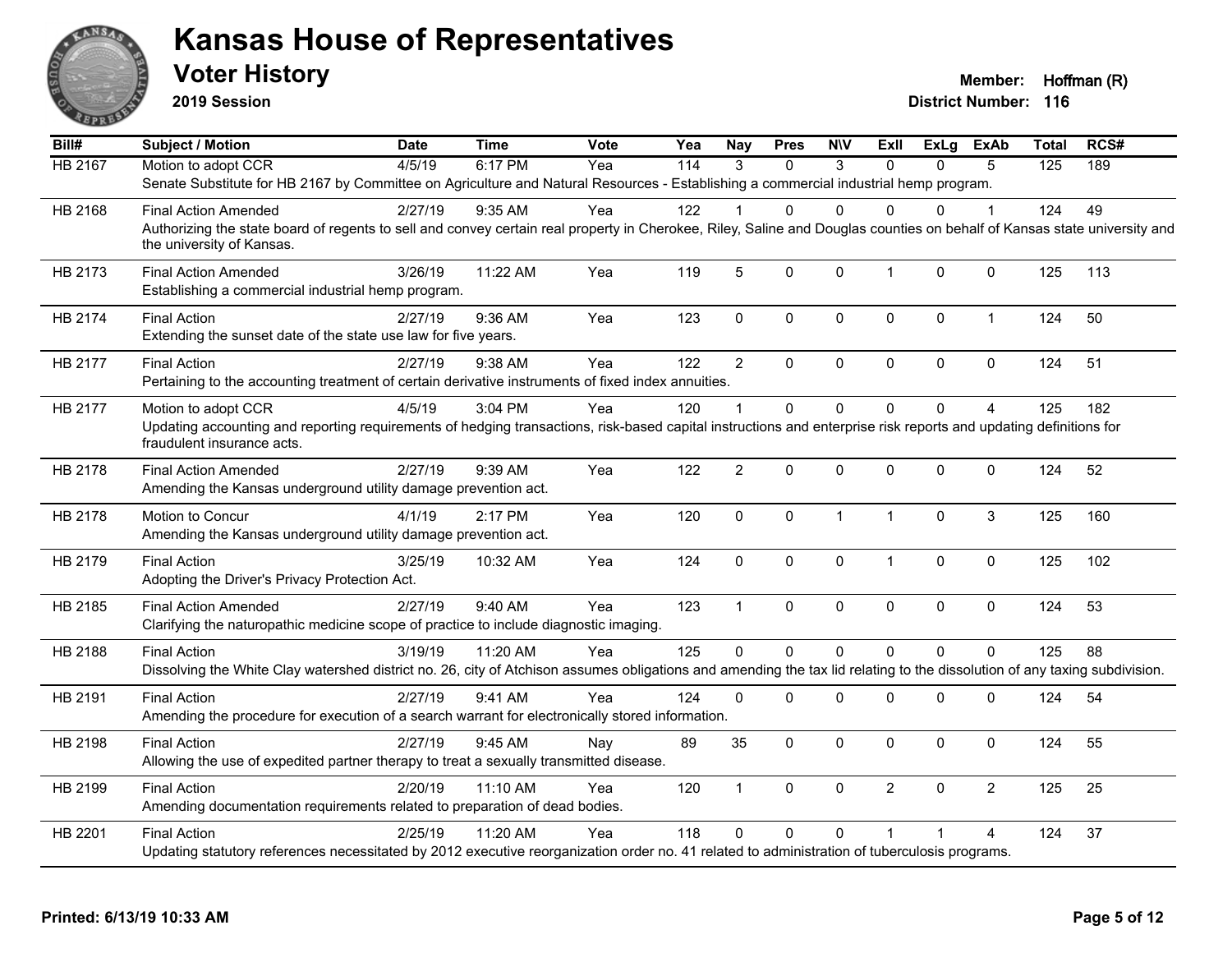# Kansas House of Representatives

## Voter History

**2019 Session**

**Member:** Hoffman (R)

**District Number:** 116

| Bill# | Subject / Motion | Date | Time | Vote | Yea | Nay | Pres | N\V | ExII | ExLg | ExAb | Total | RCS# |
|---|---|---|---|---|---|---|---|---|---|---|---|---|---|
| HB 2167 | Motion to adopt CCR | 4/5/19 | 6:17 PM | Yea | 114 | 3 | 0 | 3 | 0 | 0 | 5 | 125 | 189 |
| | Senate Substitute for HB 2167 by Committee on Agriculture and Natural Resources - Establishing a commercial industrial hemp program. | | | | | | | | | | | | |
| HB 2168 | Final Action Amended | 2/27/19 | 9:35 AM | Yea | 122 | 1 | 0 | 0 | 0 | 0 | 1 | 124 | 49 |
| | Authorizing the state board of regents to sell and convey certain real property in Cherokee, Riley, Saline and Douglas counties on behalf of Kansas state university and the university of Kansas. | | | | | | | | | | | | |
| HB 2173 | Final Action Amended | 3/26/19 | 11:22 AM | Yea | 119 | 5 | 0 | 0 | 1 | 0 | 0 | 125 | 113 |
| | Establishing a commercial industrial hemp program. | | | | | | | | | | | | |
| HB 2174 | Final Action | 2/27/19 | 9:36 AM | Yea | 123 | 0 | 0 | 0 | 0 | 0 | 1 | 124 | 50 |
| | Extending the sunset date of the state use law for five years. | | | | | | | | | | | | |
| HB 2177 | Final Action | 2/27/19 | 9:38 AM | Yea | 122 | 2 | 0 | 0 | 0 | 0 | 0 | 124 | 51 |
| | Pertaining to the accounting treatment of certain derivative instruments of fixed index annuities. | | | | | | | | | | | | |
| HB 2177 | Motion to adopt CCR | 4/5/19 | 3:04 PM | Yea | 120 | 1 | 0 | 0 | 0 | 0 | 4 | 125 | 182 |
| | Updating accounting and reporting requirements of hedging transactions, risk-based capital instructions and enterprise risk reports and updating definitions for fraudulent insurance acts. | | | | | | | | | | | | |
| HB 2178 | Final Action Amended | 2/27/19 | 9:39 AM | Yea | 122 | 2 | 0 | 0 | 0 | 0 | 0 | 124 | 52 |
| | Amending the Kansas underground utility damage prevention act. | | | | | | | | | | | | |
| HB 2178 | Motion to Concur | 4/1/19 | 2:17 PM | Yea | 120 | 0 | 0 | 1 | 1 | 0 | 3 | 125 | 160 |
| | Amending the Kansas underground utility damage prevention act. | | | | | | | | | | | | |
| HB 2179 | Final Action | 3/25/19 | 10:32 AM | Yea | 124 | 0 | 0 | 0 | 1 | 0 | 0 | 125 | 102 |
| | Adopting the Driver's Privacy Protection Act. | | | | | | | | | | | | |
| HB 2185 | Final Action Amended | 2/27/19 | 9:40 AM | Yea | 123 | 1 | 0 | 0 | 0 | 0 | 0 | 124 | 53 |
| | Clarifying the naturopathic medicine scope of practice to include diagnostic imaging. | | | | | | | | | | | | |
| HB 2188 | Final Action | 3/19/19 | 11:20 AM | Yea | 125 | 0 | 0 | 0 | 0 | 0 | 0 | 125 | 88 |
| | Dissolving the White Clay watershed district no. 26, city of Atchison assumes obligations and amending the tax lid relating to the dissolution of any taxing subdivision. | | | | | | | | | | | | |
| HB 2191 | Final Action | 2/27/19 | 9:41 AM | Yea | 124 | 0 | 0 | 0 | 0 | 0 | 0 | 124 | 54 |
| | Amending the procedure for execution of a search warrant for electronically stored information. | | | | | | | | | | | | |
| HB 2198 | Final Action | 2/27/19 | 9:45 AM | Nay | 89 | 35 | 0 | 0 | 0 | 0 | 0 | 124 | 55 |
| | Allowing the use of expedited partner therapy to treat a sexually transmitted disease. | | | | | | | | | | | | |
| HB 2199 | Final Action | 2/20/19 | 11:10 AM | Yea | 120 | 1 | 0 | 0 | 2 | 0 | 2 | 125 | 25 |
| | Amending documentation requirements related to preparation of dead bodies. | | | | | | | | | | | | |
| HB 2201 | Final Action | 2/25/19 | 11:20 AM | Yea | 118 | 0 | 0 | 0 | 1 | 1 | 4 | 124 | 37 |
| | Updating statutory references necessitated by 2012 executive reorganization order no. 41 related to administration of tuberculosis programs. | | | | | | | | | | | | |

**Printed: 6/13/19 10:33 AM**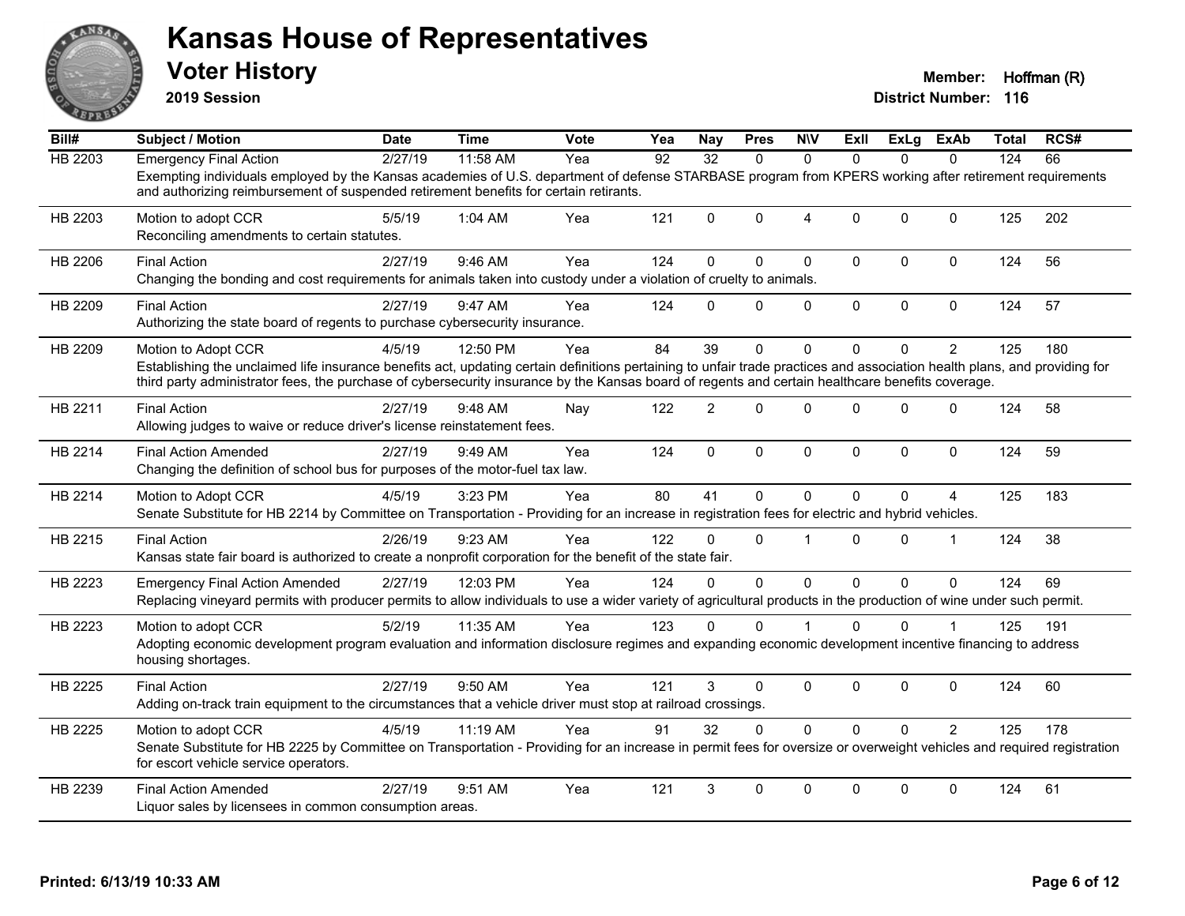# Kansas House of Representatives

## Voter History

**2019 Session**

**Member:** Hoffman (R)
**District Number:** 116

| Bill# | Subject / Motion | Date | Time | Vote | Yea | Nay | Pres | N\V | ExII | ExLg | ExAb | Total | RCS# |
|---|---|---|---|---|---|---|---|---|---|---|---|---|---|
| HB 2203 | Emergency Final Action | 2/27/19 | 11:58 AM | Yea | 92 | 32 | 0 | 0 | 0 | 0 | 0 | 124 | 66 |
| | Exempting individuals employed by the Kansas academies of U.S. department of defense STARBASE program from KPERS working after retirement requirements and authorizing reimbursement of suspended retirement benefits for certain retirants. | | | | | | | | | | | | |
| HB 2203 | Motion to adopt CCR | 5/5/19 | 1:04 AM | Yea | 121 | 0 | 0 | 4 | 0 | 0 | 0 | 125 | 202 |
| | Reconciling amendments to certain statutes. | | | | | | | | | | | | |
| HB 2206 | Final Action | 2/27/19 | 9:46 AM | Yea | 124 | 0 | 0 | 0 | 0 | 0 | 0 | 124 | 56 |
| | Changing the bonding and cost requirements for animals taken into custody under a violation of cruelty to animals. | | | | | | | | | | | | |
| HB 2209 | Final Action | 2/27/19 | 9:47 AM | Yea | 124 | 0 | 0 | 0 | 0 | 0 | 0 | 124 | 57 |
| | Authorizing the state board of regents to purchase cybersecurity insurance. | | | | | | | | | | | | |
| HB 2209 | Motion to Adopt CCR | 4/5/19 | 12:50 PM | Yea | 84 | 39 | 0 | 0 | 0 | 0 | 2 | 125 | 180 |
| | Establishing the unclaimed life insurance benefits act, updating certain definitions pertaining to unfair trade practices and association health plans, and providing for third party administrator fees, the purchase of cybersecurity insurance by the Kansas board of regents and certain healthcare benefits coverage. | | | | | | | | | | | | |
| HB 2211 | Final Action | 2/27/19 | 9:48 AM | Nay | 122 | 2 | 0 | 0 | 0 | 0 | 0 | 124 | 58 |
| | Allowing judges to waive or reduce driver's license reinstatement fees. | | | | | | | | | | | | |
| HB 2214 | Final Action Amended | 2/27/19 | 9:49 AM | Yea | 124 | 0 | 0 | 0 | 0 | 0 | 0 | 124 | 59 |
| | Changing the definition of school bus for purposes of the motor-fuel tax law. | | | | | | | | | | | | |
| HB 2214 | Motion to Adopt CCR | 4/5/19 | 3:23 PM | Yea | 80 | 41 | 0 | 0 | 0 | 0 | 4 | 125 | 183 |
| | Senate Substitute for HB 2214 by Committee on Transportation - Providing for an increase in registration fees for electric and hybrid vehicles. | | | | | | | | | | | | |
| HB 2215 | Final Action | 2/26/19 | 9:23 AM | Yea | 122 | 0 | 0 | 1 | 0 | 0 | 1 | 124 | 38 |
| | Kansas state fair board is authorized to create a nonprofit corporation for the benefit of the state fair. | | | | | | | | | | | | |
| HB 2223 | Emergency Final Action Amended | 2/27/19 | 12:03 PM | Yea | 124 | 0 | 0 | 0 | 0 | 0 | 0 | 124 | 69 |
| | Replacing vineyard permits with producer permits to allow individuals to use a wider variety of agricultural products in the production of wine under such permit. | | | | | | | | | | | | |
| HB 2223 | Motion to adopt CCR | 5/2/19 | 11:35 AM | Yea | 123 | 0 | 0 | 1 | 0 | 0 | 1 | 125 | 191 |
| | Adopting economic development program evaluation and information disclosure regimes and expanding economic development incentive financing to address housing shortages. | | | | | | | | | | | | |
| HB 2225 | Final Action | 2/27/19 | 9:50 AM | Yea | 121 | 3 | 0 | 0 | 0 | 0 | 0 | 124 | 60 |
| | Adding on-track train equipment to the circumstances that a vehicle driver must stop at railroad crossings. | | | | | | | | | | | | |
| HB 2225 | Motion to adopt CCR | 4/5/19 | 11:19 AM | Yea | 91 | 32 | 0 | 0 | 0 | 0 | 2 | 125 | 178 |
| | Senate Substitute for HB 2225 by Committee on Transportation - Providing for an increase in permit fees for oversize or overweight vehicles and required registration for escort vehicle service operators. | | | | | | | | | | | | |
| HB 2239 | Final Action Amended | 2/27/19 | 9:51 AM | Yea | 121 | 3 | 0 | 0 | 0 | 0 | 0 | 124 | 61 |
| | Liquor sales by licensees in common consumption areas. | | | | | | | | | | | | |

**Printed: 6/13/19 10:33 AM**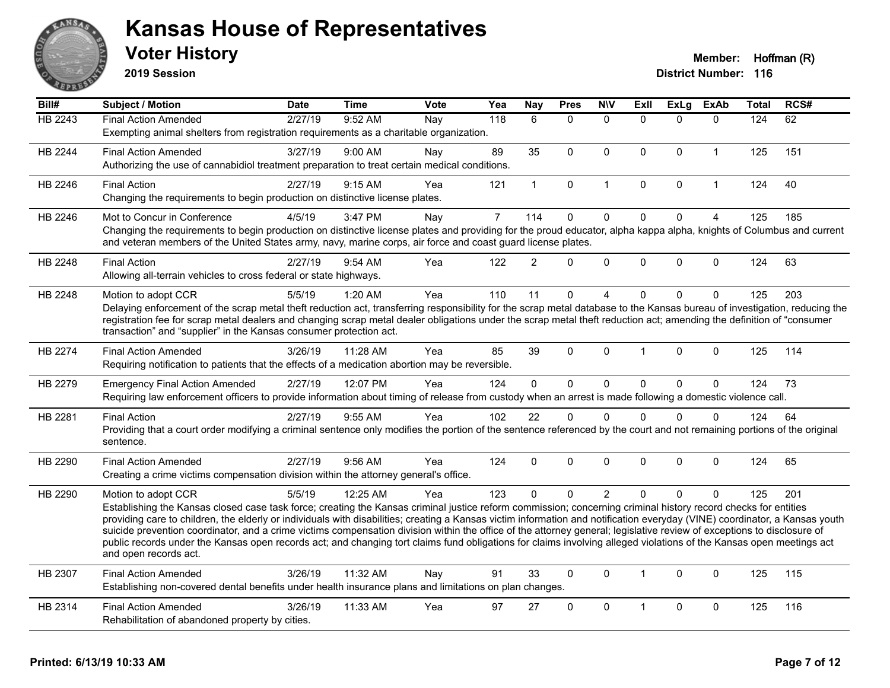# Kansas House of Representatives

## Voter History

**2019 Session**

**Member:** Hoffman (R)
**District Number:** 116

| Bill# | Subject / Motion | Date | Time | Vote | Yea | Nay | Pres | N\V | ExII | ExLg | ExAb | Total | RCS# |
|---|---|---|---|---|---|---|---|---|---|---|---|---|---|
| HB 2243 | Final Action Amended | 2/27/19 | 9:52 AM | Nay | 118 | 6 | 0 | 0 | 0 | 0 | 0 | 124 | 62 |
| | Exempting animal shelters from registration requirements as a charitable organization. | | | | | | | | | | | | |
| HB 2244 | Final Action Amended | 3/27/19 | 9:00 AM | Nay | 89 | 35 | 0 | 0 | 0 | 0 | 1 | 125 | 151 |
| | Authorizing the use of cannabidiol treatment preparation to treat certain medical conditions. | | | | | | | | | | | | |
| HB 2246 | Final Action | 2/27/19 | 9:15 AM | Yea | 121 | 1 | 0 | 1 | 0 | 0 | 1 | 124 | 40 |
| | Changing the requirements to begin production on distinctive license plates. | | | | | | | | | | | | |
| HB 2246 | Mot to Concur in Conference | 4/5/19 | 3:47 PM | Nay | 7 | 114 | 0 | 0 | 0 | 0 | 4 | 125 | 185 |
| | Changing the requirements to begin production on distinctive license plates and providing for the proud educator, alpha kappa alpha, knights of Columbus and current and veteran members of the United States army, navy, marine corps, air force and coast guard license plates. | | | | | | | | | | | | |
| HB 2248 | Final Action | 2/27/19 | 9:54 AM | Yea | 122 | 2 | 0 | 0 | 0 | 0 | 0 | 124 | 63 |
| | Allowing all-terrain vehicles to cross federal or state highways. | | | | | | | | | | | | |
| HB 2248 | Motion to adopt CCR | 5/5/19 | 1:20 AM | Yea | 110 | 11 | 0 | 4 | 0 | 0 | 0 | 125 | 203 |
| | Delaying enforcement of the scrap metal theft reduction act, transferring responsibility for the scrap metal database to the Kansas bureau of investigation, reducing the registration fee for scrap metal dealers and changing scrap metal dealer obligations under the scrap metal theft reduction act; amending the definition of "consumer transaction" and "supplier" in the Kansas consumer protection act. | | | | | | | | | | | | |
| HB 2274 | Final Action Amended | 3/26/19 | 11:28 AM | Yea | 85 | 39 | 0 | 0 | 1 | 0 | 0 | 125 | 114 |
| | Requiring notification to patients that the effects of a medication abortion may be reversible. | | | | | | | | | | | | |
| HB 2279 | Emergency Final Action Amended | 2/27/19 | 12:07 PM | Yea | 124 | 0 | 0 | 0 | 0 | 0 | 0 | 124 | 73 |
| | Requiring law enforcement officers to provide information about timing of release from custody when an arrest is made following a domestic violence call. | | | | | | | | | | | | |
| HB 2281 | Final Action | 2/27/19 | 9:55 AM | Yea | 102 | 22 | 0 | 0 | 0 | 0 | 0 | 124 | 64 |
| | Providing that a court order modifying a criminal sentence only modifies the portion of the sentence referenced by the court and not remaining portions of the original sentence. | | | | | | | | | | | | |
| HB 2290 | Final Action Amended | 2/27/19 | 9:56 AM | Yea | 124 | 0 | 0 | 0 | 0 | 0 | 0 | 124 | 65 |
| | Creating a crime victims compensation division within the attorney general's office. | | | | | | | | | | | | |
| HB 2290 | Motion to adopt CCR | 5/5/19 | 12:25 AM | Yea | 123 | 0 | 0 | 2 | 0 | 0 | 0 | 125 | 201 |
| | Establishing the Kansas closed case task force; creating the Kansas criminal justice reform commission; concerning criminal history record checks for entities providing care to children, the elderly or individuals with disabilities; creating a Kansas victim information and notification everyday (VINE) coordinator, a Kansas youth suicide prevention coordinator, and a crime victims compensation division within the office of the attorney general; legislative review of exceptions to disclosure of public records under the Kansas open records act; and changing tort claims fund obligations for claims involving alleged violations of the Kansas open meetings act and open records act. | | | | | | | | | | | | |
| HB 2307 | Final Action Amended | 3/26/19 | 11:32 AM | Nay | 91 | 33 | 0 | 0 | 1 | 0 | 0 | 125 | 115 |
| | Establishing non-covered dental benefits under health insurance plans and limitations on plan changes. | | | | | | | | | | | | |
| HB 2314 | Final Action Amended | 3/26/19 | 11:33 AM | Yea | 97 | 27 | 0 | 0 | 1 | 0 | 0 | 125 | 116 |
| | Rehabilitation of abandoned property by cities. | | | | | | | | | | | | |

Printed: 6/13/19 10:33 AM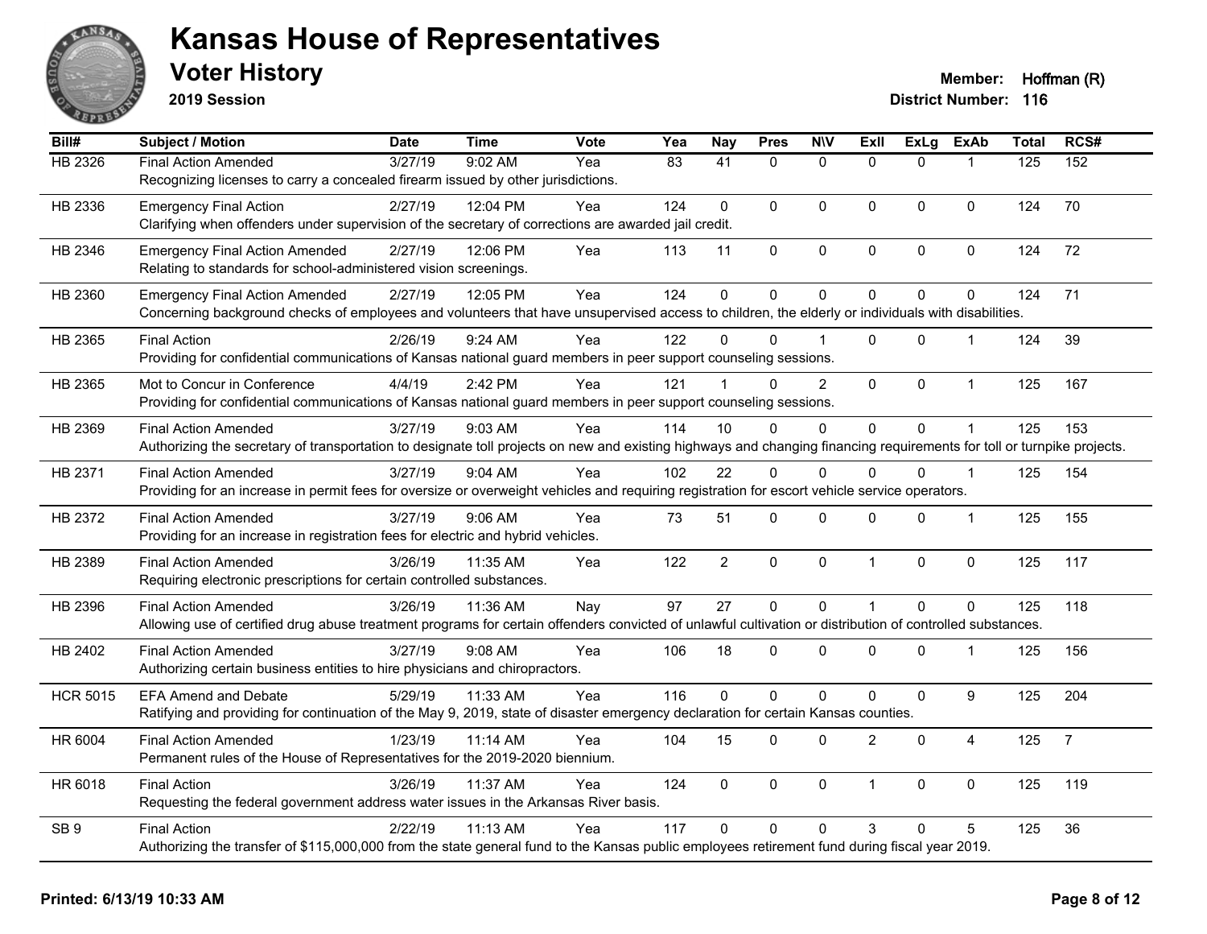# Kansas House of Representatives

## Voter History

**2019 Session**

**Member:** Hoffman (R)
**District Number:** 116

| Bill# | Subject / Motion | Date | Time | Vote | Yea | Nay | Pres | N\V | ExII | ExLg | ExAb | Total | RCS# |
|---|---|---|---|---|---|---|---|---|---|---|---|---|---|
| HB 2326 | Final Action Amended | 3/27/19 | 9:02 AM | Yea | 83 | 41 | 0 | 0 | 0 | 0 | 1 | 125 | 152 |
| | Recognizing licenses to carry a concealed firearm issued by other jurisdictions. | | | | | | | | | | | | |
| HB 2336 | Emergency Final Action | 2/27/19 | 12:04 PM | Yea | 124 | 0 | 0 | 0 | 0 | 0 | 0 | 124 | 70 |
| | Clarifying when offenders under supervision of the secretary of corrections are awarded jail credit. | | | | | | | | | | | | |
| HB 2346 | Emergency Final Action Amended | 2/27/19 | 12:06 PM | Yea | 113 | 11 | 0 | 0 | 0 | 0 | 0 | 124 | 72 |
| | Relating to standards for school-administered vision screenings. | | | | | | | | | | | | |
| HB 2360 | Emergency Final Action Amended | 2/27/19 | 12:05 PM | Yea | 124 | 0 | 0 | 0 | 0 | 0 | 0 | 124 | 71 |
| | Concerning background checks of employees and volunteers that have unsupervised access to children, the elderly or individuals with disabilities. | | | | | | | | | | | | |
| HB 2365 | Final Action | 2/26/19 | 9:24 AM | Yea | 122 | 0 | 0 | 1 | 0 | 0 | 1 | 124 | 39 |
| | Providing for confidential communications of Kansas national guard members in peer support counseling sessions. | | | | | | | | | | | | |
| HB 2365 | Mot to Concur in Conference | 4/4/19 | 2:42 PM | Yea | 121 | 1 | 0 | 2 | 0 | 0 | 1 | 125 | 167 |
| | Providing for confidential communications of Kansas national guard members in peer support counseling sessions. | | | | | | | | | | | | |
| HB 2369 | Final Action Amended | 3/27/19 | 9:03 AM | Yea | 114 | 10 | 0 | 0 | 0 | 0 | 1 | 125 | 153 |
| | Authorizing the secretary of transportation to designate toll projects on new and existing highways and changing financing requirements for toll or turnpike projects. | | | | | | | | | | | | |
| HB 2371 | Final Action Amended | 3/27/19 | 9:04 AM | Yea | 102 | 22 | 0 | 0 | 0 | 0 | 1 | 125 | 154 |
| | Providing for an increase in permit fees for oversize or overweight vehicles and requiring registration for escort vehicle service operators. | | | | | | | | | | | | |
| HB 2372 | Final Action Amended | 3/27/19 | 9:06 AM | Yea | 73 | 51 | 0 | 0 | 0 | 0 | 1 | 125 | 155 |
| | Providing for an increase in registration fees for electric and hybrid vehicles. | | | | | | | | | | | | |
| HB 2389 | Final Action Amended | 3/26/19 | 11:35 AM | Yea | 122 | 2 | 0 | 0 | 1 | 0 | 0 | 125 | 117 |
| | Requiring electronic prescriptions for certain controlled substances. | | | | | | | | | | | | |
| HB 2396 | Final Action Amended | 3/26/19 | 11:36 AM | Nay | 97 | 27 | 0 | 0 | 1 | 0 | 0 | 125 | 118 |
| | Allowing use of certified drug abuse treatment programs for certain offenders convicted of unlawful cultivation or distribution of controlled substances. | | | | | | | | | | | | |
| HB 2402 | Final Action Amended | 3/27/19 | 9:08 AM | Yea | 106 | 18 | 0 | 0 | 0 | 0 | 1 | 125 | 156 |
| | Authorizing certain business entities to hire physicians and chiropractors. | | | | | | | | | | | | |
| HCR 5015 | EFA Amend and Debate | 5/29/19 | 11:33 AM | Yea | 116 | 0 | 0 | 0 | 0 | 0 | 9 | 125 | 204 |
| | Ratifying and providing for continuation of the May 9, 2019, state of disaster emergency declaration for certain Kansas counties. | | | | | | | | | | | | |
| HR 6004 | Final Action Amended | 1/23/19 | 11:14 AM | Yea | 104 | 15 | 0 | 0 | 2 | 0 | 4 | 125 | 7 |
| | Permanent rules of the House of Representatives for the 2019-2020 biennium. | | | | | | | | | | | | |
| HR 6018 | Final Action | 3/26/19 | 11:37 AM | Yea | 124 | 0 | 0 | 0 | 1 | 0 | 0 | 125 | 119 |
| | Requesting the federal government address water issues in the Arkansas River basis. | | | | | | | | | | | | |
| SB 9 | Final Action | 2/22/19 | 11:13 AM | Yea | 117 | 0 | 0 | 0 | 3 | 0 | 5 | 125 | 36 |
| | Authorizing the transfer of $115,000,000 from the state general fund to the Kansas public employees retirement fund during fiscal year 2019. | | | | | | | | | | | | |

**Printed: 6/13/19 10:33 AM**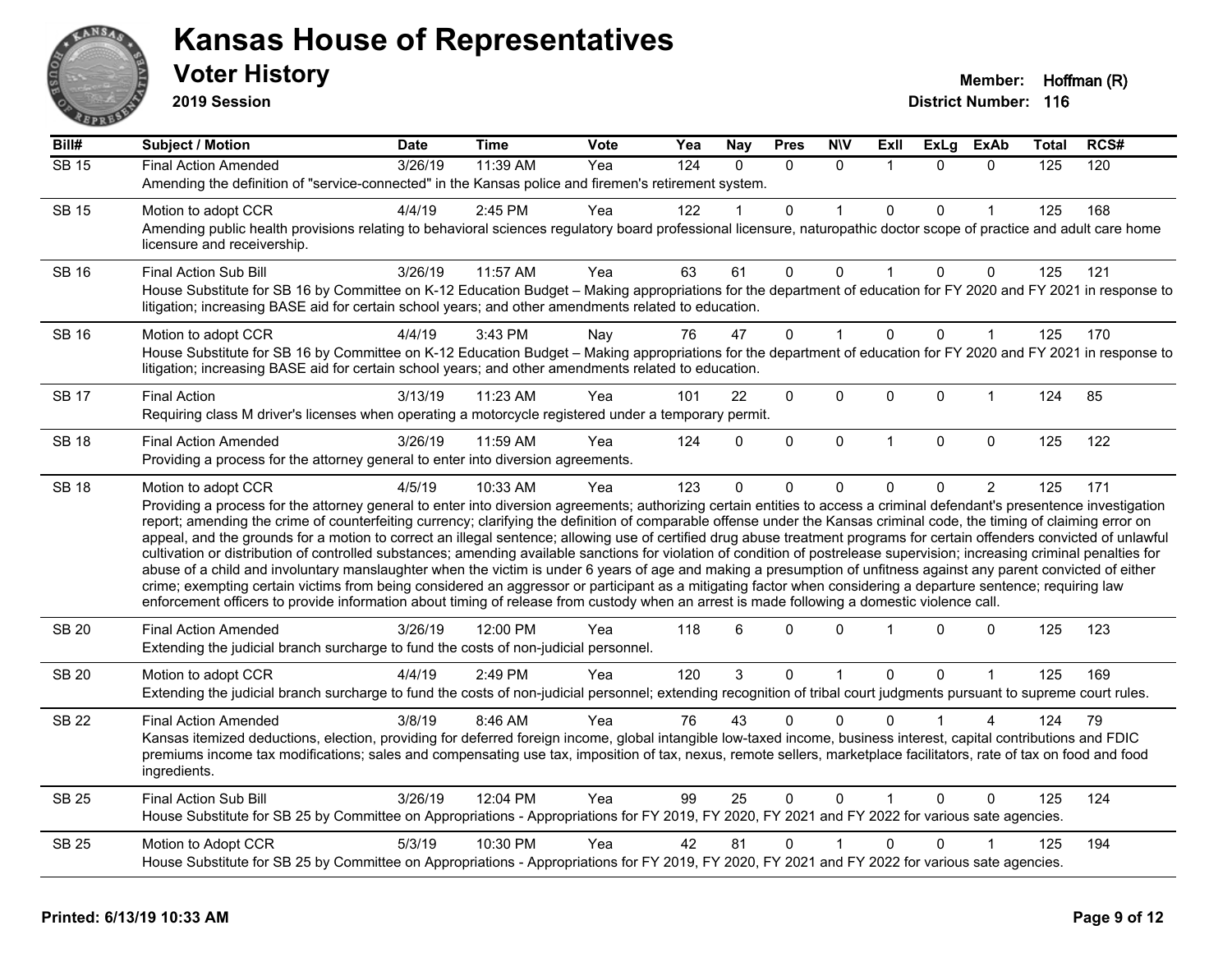# Kansas House of Representatives

## Voter History

**2019 Session**

**Member:** Hoffman (R)
**District Number:** 116

| Bill# | Subject / Motion | Date | Time | Vote | Yea | Nay | Pres | N\V | ExII | ExLg | ExAb | Total | RCS# |
|---|---|---|---|---|---|---|---|---|---|---|---|---|---|
| SB 15 | Final Action Amended | 3/26/19 | 11:39 AM | Yea | 124 | 0 | 0 | 0 | 1 | 0 | 0 | 125 | 120 |
| | Amending the definition of "service-connected" in the Kansas police and firemen's retirement system. | | | | | | | | | | | | |
| SB 15 | Motion to adopt CCR | 4/4/19 | 2:45 PM | Yea | 122 | 1 | 0 | 1 | 0 | 0 | 1 | 125 | 168 |
| | Amending public health provisions relating to behavioral sciences regulatory board professional licensure, naturopathic doctor scope of practice and adult care home licensure and receivership. | | | | | | | | | | | | |
| SB 16 | Final Action Sub Bill | 3/26/19 | 11:57 AM | Yea | 63 | 61 | 0 | 0 | 1 | 0 | 0 | 125 | 121 |
| | House Substitute for SB 16 by Committee on K-12 Education Budget – Making appropriations for the department of education for FY 2020 and FY 2021 in response to litigation; increasing BASE aid for certain school years; and other amendments related to education. | | | | | | | | | | | | |
| SB 16 | Motion to adopt CCR | 4/4/19 | 3:43 PM | Nay | 76 | 47 | 0 | 1 | 0 | 0 | 1 | 125 | 170 |
| | House Substitute for SB 16 by Committee on K-12 Education Budget – Making appropriations for the department of education for FY 2020 and FY 2021 in response to litigation; increasing BASE aid for certain school years; and other amendments related to education. | | | | | | | | | | | | |
| SB 17 | Final Action | 3/13/19 | 11:23 AM | Yea | 101 | 22 | 0 | 0 | 0 | 0 | 1 | 124 | 85 |
| | Requiring class M driver's licenses when operating a motorcycle registered under a temporary permit. | | | | | | | | | | | | |
| SB 18 | Final Action Amended | 3/26/19 | 11:59 AM | Yea | 124 | 0 | 0 | 0 | 1 | 0 | 0 | 125 | 122 |
| | Providing a process for the attorney general to enter into diversion agreements. | | | | | | | | | | | | |
| SB 18 | Motion to adopt CCR | 4/5/19 | 10:33 AM | Yea | 123 | 0 | 0 | 0 | 0 | 0 | 2 | 125 | 171 |
| | Providing a process for the attorney general to enter into diversion agreements; authorizing certain entities to access a criminal defendant's presentence investigation report; amending the crime of counterfeiting currency; clarifying the definition of comparable offense under the Kansas criminal code, the timing of claiming error on appeal, and the grounds for a motion to correct an illegal sentence; allowing use of certified drug abuse treatment programs for certain offenders convicted of unlawful cultivation or distribution of controlled substances; amending available sanctions for violation of condition of postrelease supervision; increasing criminal penalties for abuse of a child and involuntary manslaughter when the victim is under 6 years of age and making a presumption of unfitness against any parent convicted of either crime; exempting certain victims from being considered an aggressor or participant as a mitigating factor when considering a departure sentence; requiring law enforcement officers to provide information about timing of release from custody when an arrest is made following a domestic violence call. | | | | | | | | | | | | |
| SB 20 | Final Action Amended | 3/26/19 | 12:00 PM | Yea | 118 | 6 | 0 | 0 | 1 | 0 | 0 | 125 | 123 |
| | Extending the judicial branch surcharge to fund the costs of non-judicial personnel. | | | | | | | | | | | | |
| SB 20 | Motion to adopt CCR | 4/4/19 | 2:49 PM | Yea | 120 | 3 | 0 | 1 | 0 | 0 | 1 | 125 | 169 |
| | Extending the judicial branch surcharge to fund the costs of non-judicial personnel; extending recognition of tribal court judgments pursuant to supreme court rules. | | | | | | | | | | | | |
| SB 22 | Final Action Amended | 3/8/19 | 8:46 AM | Yea | 76 | 43 | 0 | 0 | 0 | 1 | 4 | 124 | 79 |
| | Kansas itemized deductions, election, providing for deferred foreign income, global intangible low-taxed income, business interest, capital contributions and FDIC premiums income tax modifications; sales and compensating use tax, imposition of tax, nexus, remote sellers, marketplace facilitators, rate of tax on food and food ingredients. | | | | | | | | | | | | |
| SB 25 | Final Action Sub Bill | 3/26/19 | 12:04 PM | Yea | 99 | 25 | 0 | 0 | 1 | 0 | 0 | 125 | 124 |
| | House Substitute for SB 25 by Committee on Appropriations - Appropriations for FY 2019, FY 2020, FY 2021 and FY 2022 for various sate agencies. | | | | | | | | | | | | |
| SB 25 | Motion to Adopt CCR | 5/3/19 | 10:30 PM | Yea | 42 | 81 | 0 | 1 | 0 | 0 | 1 | 125 | 194 |
| | House Substitute for SB 25 by Committee on Appropriations - Appropriations for FY 2019, FY 2020, FY 2021 and FY 2022 for various sate agencies. | | | | | | | | | | | | |

**Printed: 6/13/19 10:33 AM**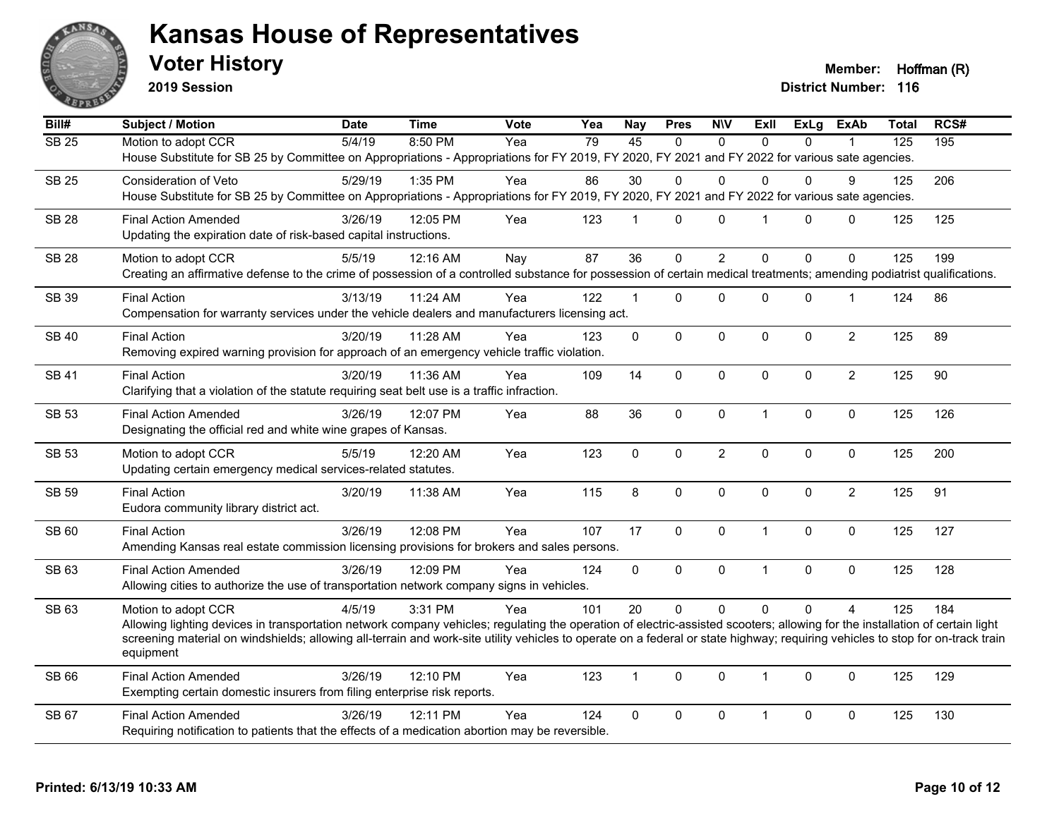# Kansas House of Representatives

## Voter History

**2019 Session**

**Member:** Hoffman (R)
**District Number:** 116

| Bill# | Subject / Motion | Date | Time | Vote | Yea | Nay | Pres | N\V | ExII | ExLg | ExAb | Total | RCS# |
|---|---|---|---|---|---|---|---|---|---|---|---|---|---|
| SB 25 | Motion to adopt CCR | 5/4/19 | 8:50 PM | Yea | 79 | 45 | 0 | 0 | 0 | 0 | 1 | 125 | 195 |
| | House Substitute for SB 25 by Committee on Appropriations - Appropriations for FY 2019, FY 2020, FY 2021 and FY 2022 for various sate agencies. | | | | | | | | | | | | |
| SB 25 | Consideration of Veto | 5/29/19 | 1:35 PM | Yea | 86 | 30 | 0 | 0 | 0 | 0 | 9 | 125 | 206 |
| | House Substitute for SB 25 by Committee on Appropriations - Appropriations for FY 2019, FY 2020, FY 2021 and FY 2022 for various sate agencies. | | | | | | | | | | | | |
| SB 28 | Final Action Amended | 3/26/19 | 12:05 PM | Yea | 123 | 1 | 0 | 0 | 1 | 0 | 0 | 125 | 125 |
| | Updating the expiration date of risk-based capital instructions. | | | | | | | | | | | | |
| SB 28 | Motion to adopt CCR | 5/5/19 | 12:16 AM | Nay | 87 | 36 | 0 | 2 | 0 | 0 | 0 | 125 | 199 |
| | Creating an affirmative defense to the crime of possession of a controlled substance for possession of certain medical treatments; amending podiatrist qualifications. | | | | | | | | | | | | |
| SB 39 | Final Action | 3/13/19 | 11:24 AM | Yea | 122 | 1 | 0 | 0 | 0 | 0 | 1 | 124 | 86 |
| | Compensation for warranty services under the vehicle dealers and manufacturers licensing act. | | | | | | | | | | | | |
| SB 40 | Final Action | 3/20/19 | 11:28 AM | Yea | 123 | 0 | 0 | 0 | 0 | 0 | 2 | 125 | 89 |
| | Removing expired warning provision for approach of an emergency vehicle traffic violation. | | | | | | | | | | | | |
| SB 41 | Final Action | 3/20/19 | 11:36 AM | Yea | 109 | 14 | 0 | 0 | 0 | 0 | 2 | 125 | 90 |
| | Clarifying that a violation of the statute requiring seat belt use is a traffic infraction. | | | | | | | | | | | | |
| SB 53 | Final Action Amended | 3/26/19 | 12:07 PM | Yea | 88 | 36 | 0 | 0 | 1 | 0 | 0 | 125 | 126 |
| | Designating the official red and white wine grapes of Kansas. | | | | | | | | | | | | |
| SB 53 | Motion to adopt CCR | 5/5/19 | 12:20 AM | Yea | 123 | 0 | 0 | 2 | 0 | 0 | 0 | 125 | 200 |
| | Updating certain emergency medical services-related statutes. | | | | | | | | | | | | |
| SB 59 | Final Action | 3/20/19 | 11:38 AM | Yea | 115 | 8 | 0 | 0 | 0 | 0 | 2 | 125 | 91 |
| | Eudora community library district act. | | | | | | | | | | | | |
| SB 60 | Final Action | 3/26/19 | 12:08 PM | Yea | 107 | 17 | 0 | 0 | 1 | 0 | 0 | 125 | 127 |
| | Amending Kansas real estate commission licensing provisions for brokers and sales persons. | | | | | | | | | | | | |
| SB 63 | Final Action Amended | 3/26/19 | 12:09 PM | Yea | 124 | 0 | 0 | 0 | 1 | 0 | 0 | 125 | 128 |
| | Allowing cities to authorize the use of transportation network company signs in vehicles. | | | | | | | | | | | | |
| SB 63 | Motion to adopt CCR | 4/5/19 | 3:31 PM | Yea | 101 | 20 | 0 | 0 | 0 | 0 | 4 | 125 | 184 |
| | Allowing lighting devices in transportation network company vehicles; regulating the operation of electric-assisted scooters; allowing for the installation of certain light screening material on windshields; allowing all-terrain and work-site utility vehicles to operate on a federal or state highway; requiring vehicles to stop for on-track train equipment | | | | | | | | | | | | |
| SB 66 | Final Action Amended | 3/26/19 | 12:10 PM | Yea | 123 | 1 | 0 | 0 | 1 | 0 | 0 | 125 | 129 |
| | Exempting certain domestic insurers from filing enterprise risk reports. | | | | | | | | | | | | |
| SB 67 | Final Action Amended | 3/26/19 | 12:11 PM | Yea | 124 | 0 | 0 | 0 | 1 | 0 | 0 | 125 | 130 |
| | Requiring notification to patients that the effects of a medication abortion may be reversible. | | | | | | | | | | | | |

Printed: 6/13/19 10:33 AM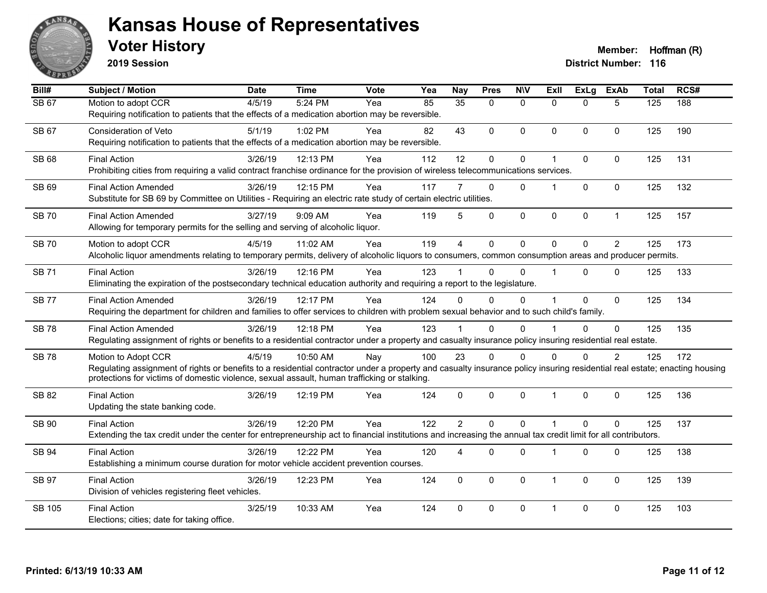# Kansas House of Representatives

## Voter History

**2019 Session**

**Member:** Hoffman (R)

**District Number:** 116

| Bill# | Subject / Motion | Date | Time | Vote | Yea | Nay | Pres | N\V | ExII | ExLg | ExAb | Total | RCS# |
|---|---|---|---|---|---|---|---|---|---|---|---|---|---|
| SB 67 | Motion to adopt CCR | 4/5/19 | 5:24 PM | Yea | 85 | 35 | 0 | 0 | 0 | 0 | 5 | 125 | 188 |
| | Requiring notification to patients that the effects of a medication abortion may be reversible. | | | | | | | | | | | | |
| SB 67 | Consideration of Veto | 5/1/19 | 1:02 PM | Yea | 82 | 43 | 0 | 0 | 0 | 0 | 0 | 125 | 190 |
| | Requiring notification to patients that the effects of a medication abortion may be reversible. | | | | | | | | | | | | |
| SB 68 | Final Action | 3/26/19 | 12:13 PM | Yea | 112 | 12 | 0 | 0 | 1 | 0 | 0 | 125 | 131 |
| | Prohibiting cities from requiring a valid contract franchise ordinance for the provision of wireless telecommunications services. | | | | | | | | | | | | |
| SB 69 | Final Action Amended | 3/26/19 | 12:15 PM | Yea | 117 | 7 | 0 | 0 | 1 | 0 | 0 | 125 | 132 |
| | Substitute for SB 69 by Committee on Utilities - Requiring an electric rate study of certain electric utilities. | | | | | | | | | | | | |
| SB 70 | Final Action Amended | 3/27/19 | 9:09 AM | Yea | 119 | 5 | 0 | 0 | 0 | 0 | 1 | 125 | 157 |
| | Allowing for temporary permits for the selling and serving of alcoholic liquor. | | | | | | | | | | | | |
| SB 70 | Motion to adopt CCR | 4/5/19 | 11:02 AM | Yea | 119 | 4 | 0 | 0 | 0 | 0 | 2 | 125 | 173 |
| | Alcoholic liquor amendments relating to temporary permits, delivery of alcoholic liquors to consumers, common consumption areas and producer permits. | | | | | | | | | | | | |
| SB 71 | Final Action | 3/26/19 | 12:16 PM | Yea | 123 | 1 | 0 | 0 | 1 | 0 | 0 | 125 | 133 |
| | Eliminating the expiration of the postsecondary technical education authority and requiring a report to the legislature. | | | | | | | | | | | | |
| SB 77 | Final Action Amended | 3/26/19 | 12:17 PM | Yea | 124 | 0 | 0 | 0 | 1 | 0 | 0 | 125 | 134 |
| | Requiring the department for children and families to offer services to children with problem sexual behavior and to such child's family. | | | | | | | | | | | | |
| SB 78 | Final Action Amended | 3/26/19 | 12:18 PM | Yea | 123 | 1 | 0 | 0 | 1 | 0 | 0 | 125 | 135 |
| | Regulating assignment of rights or benefits to a residential contractor under a property and casualty insurance policy insuring residential real estate. | | | | | | | | | | | | |
| SB 78 | Motion to Adopt CCR | 4/5/19 | 10:50 AM | Nay | 100 | 23 | 0 | 0 | 0 | 0 | 2 | 125 | 172 |
| | Regulating assignment of rights or benefits to a residential contractor under a property and casualty insurance policy insuring residential real estate; enacting housing protections for victims of domestic violence, sexual assault, human trafficking or stalking. | | | | | | | | | | | | |
| SB 82 | Final Action | 3/26/19 | 12:19 PM | Yea | 124 | 0 | 0 | 0 | 1 | 0 | 0 | 125 | 136 |
| | Updating the state banking code. | | | | | | | | | | | | |
| SB 90 | Final Action | 3/26/19 | 12:20 PM | Yea | 122 | 2 | 0 | 0 | 1 | 0 | 0 | 125 | 137 |
| | Extending the tax credit under the center for entrepreneurship act to financial institutions and increasing the annual tax credit limit for all contributors. | | | | | | | | | | | | |
| SB 94 | Final Action | 3/26/19 | 12:22 PM | Yea | 120 | 4 | 0 | 0 | 1 | 0 | 0 | 125 | 138 |
| | Establishing a minimum course duration for motor vehicle accident prevention courses. | | | | | | | | | | | | |
| SB 97 | Final Action | 3/26/19 | 12:23 PM | Yea | 124 | 0 | 0 | 0 | 1 | 0 | 0 | 125 | 139 |
| | Division of vehicles registering fleet vehicles. | | | | | | | | | | | | |
| SB 105 | Final Action | 3/25/19 | 10:33 AM | Yea | 124 | 0 | 0 | 0 | 1 | 0 | 0 | 125 | 103 |
| | Elections; cities; date for taking office. | | | | | | | | | | | | |

Printed: 6/13/19 10:33 AM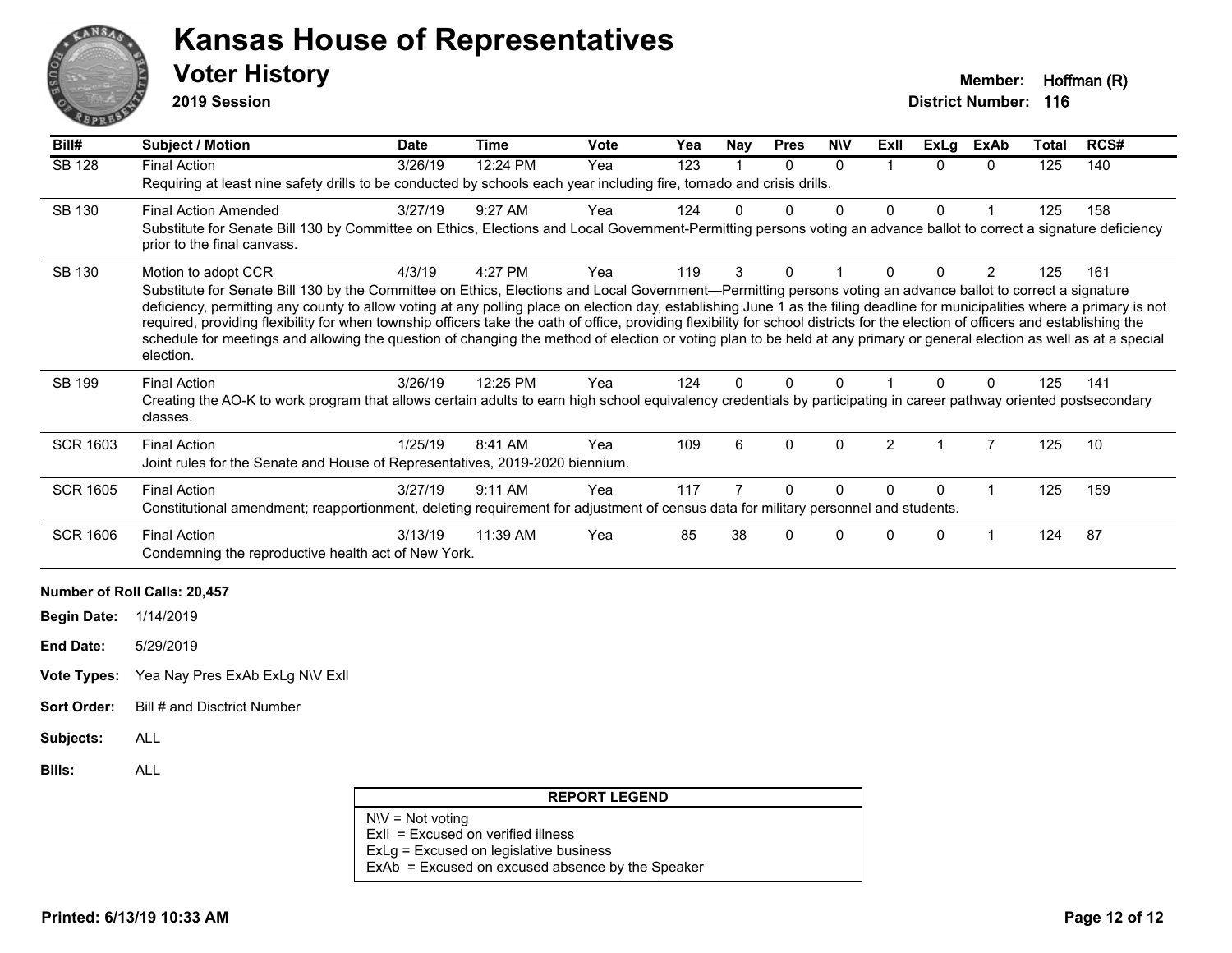# Kansas House of Representatives

## Voter History

**2019 Session**

**Member:** Hoffman (R)
**District Number:** 116

| Bill# | Subject / Motion | Date | Time | Vote | Yea | Nay | Pres | N\V | ExII | ExLg | ExAb | Total | RCS# |
|---|---|---|---|---|---|---|---|---|---|---|---|---|---|
| SB 128 | Final Action | 3/26/19 | 12:24 PM | Yea | 123 | 1 | 0 | 0 | 1 | 0 | 0 | 125 | 140 |
| | Requiring at least nine safety drills to be conducted by schools each year including fire, tornado and crisis drills. | | | | | | | | | | | | |
| SB 130 | Final Action Amended | 3/27/19 | 9:27 AM | Yea | 124 | 0 | 0 | 0 | 0 | 0 | 1 | 125 | 158 |
| | Substitute for Senate Bill 130 by Committee on Ethics, Elections and Local Government-Permitting persons voting an advance ballot to correct a signature deficiency prior to the final canvass. | | | | | | | | | | | | |
| SB 130 | Motion to adopt CCR | 4/3/19 | 4:27 PM | Yea | 119 | 3 | 0 | 1 | 0 | 0 | 2 | 125 | 161 |
| | Substitute for Senate Bill 130 by the Committee on Ethics, Elections and Local Government—Permitting persons voting an advance ballot to correct a signature deficiency, permitting any county to allow voting at any polling place on election day, establishing June 1 as the filing deadline for municipalities where a primary is not required, providing flexibility for when township officers take the oath of office, providing flexibility for school districts for the election of officers and establishing the schedule for meetings and allowing the question of changing the method of election or voting plan to be held at any primary or general election as well as at a special election. | | | | | | | | | | | | |
| SB 199 | Final Action | 3/26/19 | 12:25 PM | Yea | 124 | 0 | 0 | 0 | 1 | 0 | 0 | 125 | 141 |
| | Creating the AO-K to work program that allows certain adults to earn high school equivalency credentials by participating in career pathway oriented postsecondary classes. | | | | | | | | | | | | |
| SCR 1603 | Final Action | 1/25/19 | 8:41 AM | Yea | 109 | 6 | 0 | 0 | 2 | 1 | 7 | 125 | 10 |
| | Joint rules for the Senate and House of Representatives, 2019-2020 biennium. | | | | | | | | | | | | |
| SCR 1605 | Final Action | 3/27/19 | 9:11 AM | Yea | 117 | 7 | 0 | 0 | 0 | 0 | 1 | 125 | 159 |
| | Constitutional amendment; reapportionment, deleting requirement for adjustment of census data for military personnel and students. | | | | | | | | | | | | |
| SCR 1606 | Final Action | 3/13/19 | 11:39 AM | Yea | 85 | 38 | 0 | 0 | 0 | 0 | 1 | 124 | 87 |
| | Condemning the reproductive health act of New York. | | | | | | | | | | | | |

**Number of Roll Calls: 20,457**

**Begin Date:** 1/14/2019

**End Date:** 5/29/2019

**Vote Types:** Yea Nay Pres ExAb ExLg N\V ExII

**Sort Order:** Bill # and Disctrict Number

**Subjects:** ALL

**Bills:** ALL

**REPORT LEGEND**

N\V = Not voting
ExII = Excused on verified illness
ExLg = Excused on legislative business
ExAb = Excused on excused absence by the Speaker

**Printed: 6/13/19 10:33 AM**